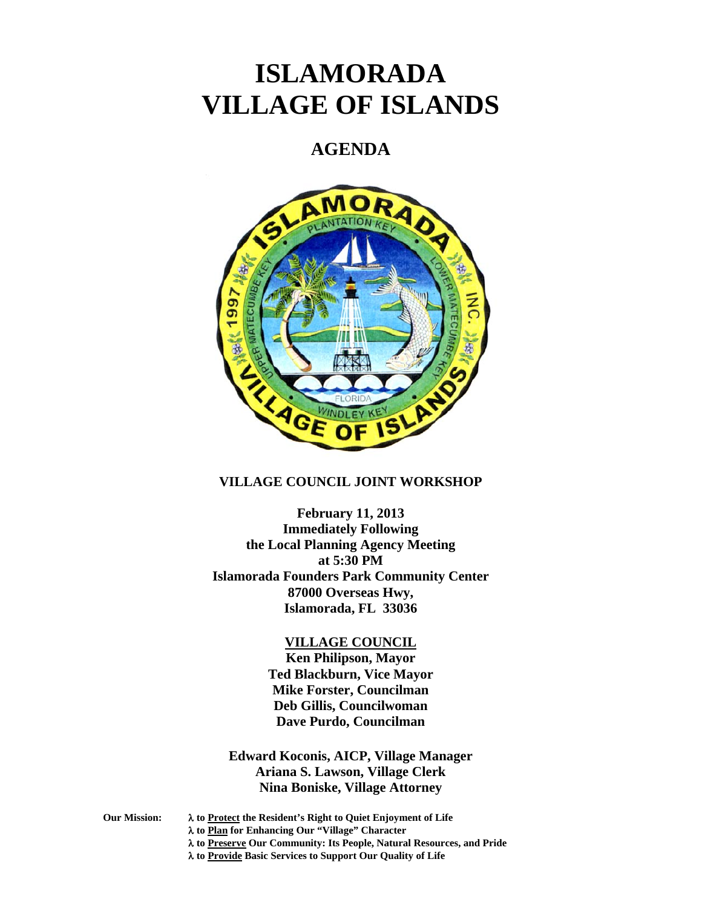# ISLAMORADA VILLAGE OF ISLANDS

## AGENDA

**VILLAGE COUNCIL JOINT WORKSHOP**

**February 11, 2013**
**Immediately Following**
**the Local Planning Agency Meeting**
**at 5:30 PM**
**Islamorada Founders Park Community Center**
**87000 Overseas Hwy,**
**Islamorada, FL 33036**

**VILLAGE COUNCIL**
**Ken Philipson, Mayor**
**Ted Blackburn, Vice Mayor**
**Mike Forster, Councilman**
**Deb Gillis, Councilwoman**
**Dave Purdo, Councilman**

**Edward Koconis, AICP, Village Manager**
**Ariana S. Lawson, Village Clerk**
**Nina Boniske, Village Attorney**

**Our Mission:**
- **to Protect the Resident's Right to Quiet Enjoyment of Life**
- **to Plan for Enhancing Our "Village" Character**
- **to Preserve Our Community: Its People, Natural Resources, and Pride**
- **to Provide Basic Services to Support Our Quality of Life**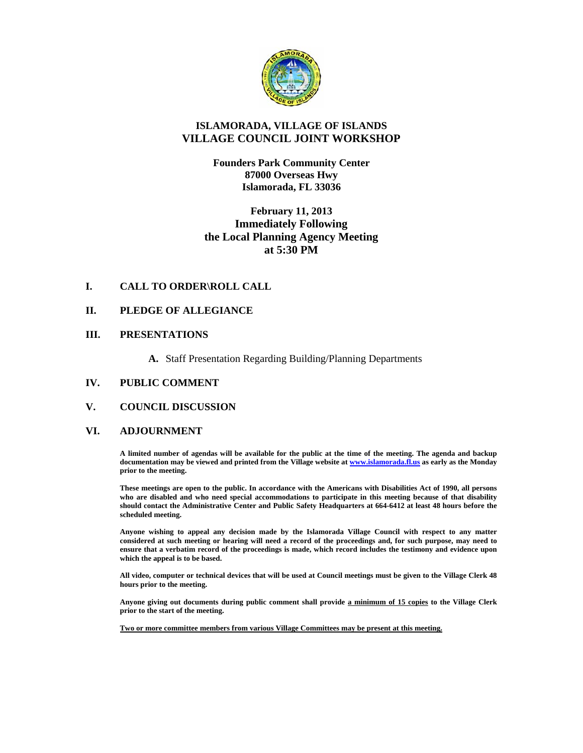# ISLAMORADA, VILLAGE OF ISLANDS
# VILLAGE COUNCIL JOINT WORKSHOP

**Founders Park Community Center**
**87000 Overseas Hwy**
**Islamorada, FL 33036**

**February 11, 2013**
**Immediately Following**
**the Local Planning Agency Meeting**
**at 5:30 PM**

## I. CALL TO ORDER\ROLL CALL

## II. PLEDGE OF ALLEGIANCE

## III. PRESENTATIONS

**A.** Staff Presentation Regarding Building/Planning Departments

## IV. PUBLIC COMMENT

## V. COUNCIL DISCUSSION

## VI. ADJOURNMENT

**A limited number of agendas will be available for the public at the time of the meeting. The agenda and backup documentation may be viewed and printed from the Village website at www.islamorada.fl.us as early as the Monday prior to the meeting.**

**These meetings are open to the public. In accordance with the Americans with Disabilities Act of 1990, all persons who are disabled and who need special accommodations to participate in this meeting because of that disability should contact the Administrative Center and Public Safety Headquarters at 664-6412 at least 48 hours before the scheduled meeting.**

**Anyone wishing to appeal any decision made by the Islamorada Village Council with respect to any matter considered at such meeting or hearing will need a record of the proceedings and, for such purpose, may need to ensure that a verbatim record of the proceedings is made, which record includes the testimony and evidence upon which the appeal is to be based.**

**All video, computer or technical devices that will be used at Council meetings must be given to the Village Clerk 48 hours prior to the meeting.**

**Anyone giving out documents during public comment shall provide a minimum of 15 copies to the Village Clerk prior to the start of the meeting.**

**Two or more committee members from various Village Committees may be present at this meeting.**